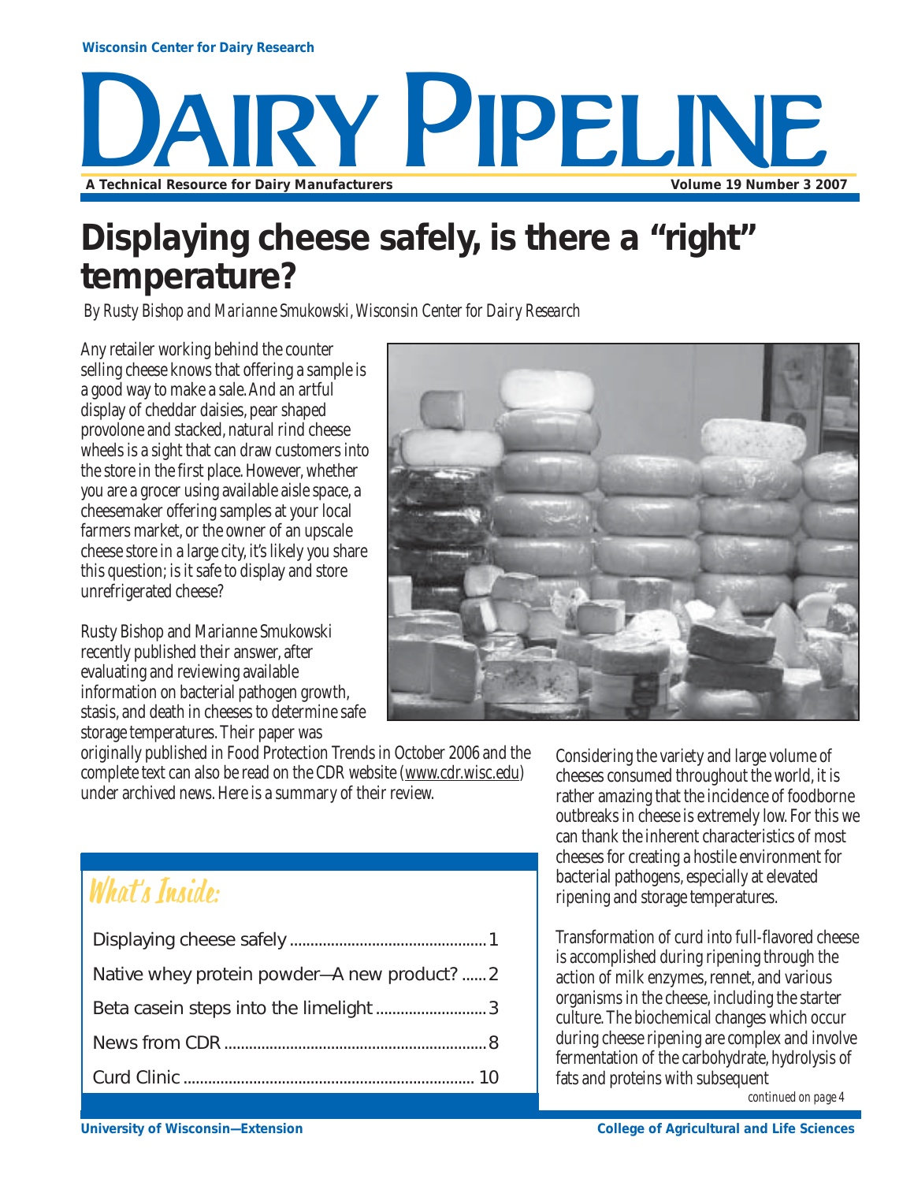Wisconsin Center for Dairy Research

# DAIRY PIPELINE

A Technical Resource for Dairy Manufacturers

Volume 19 Number 3 2007

# Displaying cheese safely, is there a "right" temperature?

*By Rusty Bishop and Marianne Smukowski, Wisconsin Center for Dairy Research*

Any retailer working behind the counter selling cheese knows that offering a sample is a good way to make a sale. And an artful display of cheddar daisies, pear shaped provolone and stacked, natural rind cheese wheels is a sight that can draw customers into the store in the first place. However, whether you are a grocer using available aisle space, a cheesemaker offering samples at your local farmers market, or the owner of an upscale cheese store in a large city, it's likely you share this question; is it safe to display and store unrefrigerated cheese?

Rusty Bishop and Marianne Smukowski recently published their answer, after evaluating and reviewing available information on bacterial pathogen growth, stasis, and death in cheeses to determine safe storage temperatures. Their paper was originally published in Food Protection Trends in October 2006 and the complete text can also be read on the CDR website (www.cdr.wisc.edu) under archived news. Here is a summary of their review.

Considering the variety and large volume of cheeses consumed throughout the world, it is rather amazing that the incidence of foodborne outbreaks in cheese is extremely low. For this we can thank the inherent characteristics of most cheeses for creating a hostile environment for bacterial pathogens, especially at elevated ripening and storage temperatures.

Transformation of curd into full-flavored cheese is accomplished during ripening through the action of milk enzymes, rennet, and various organisms in the cheese, including the starter culture. The biochemical changes which occur during cheese ripening are complex and involve fermentation of the carbohydrate, hydrolysis of fats and proteins with subsequent

*continued on page 4*

## What's Inside:

- Displaying cheese safely ........ 1
- Native whey protein powder—A new product? ...... 2
- Beta casein steps into the limelight ........ 3
- News from CDR ........ 8
- Curd Clinic ........ 10

University of Wisconsin—Extension

College of Agricultural and Life Sciences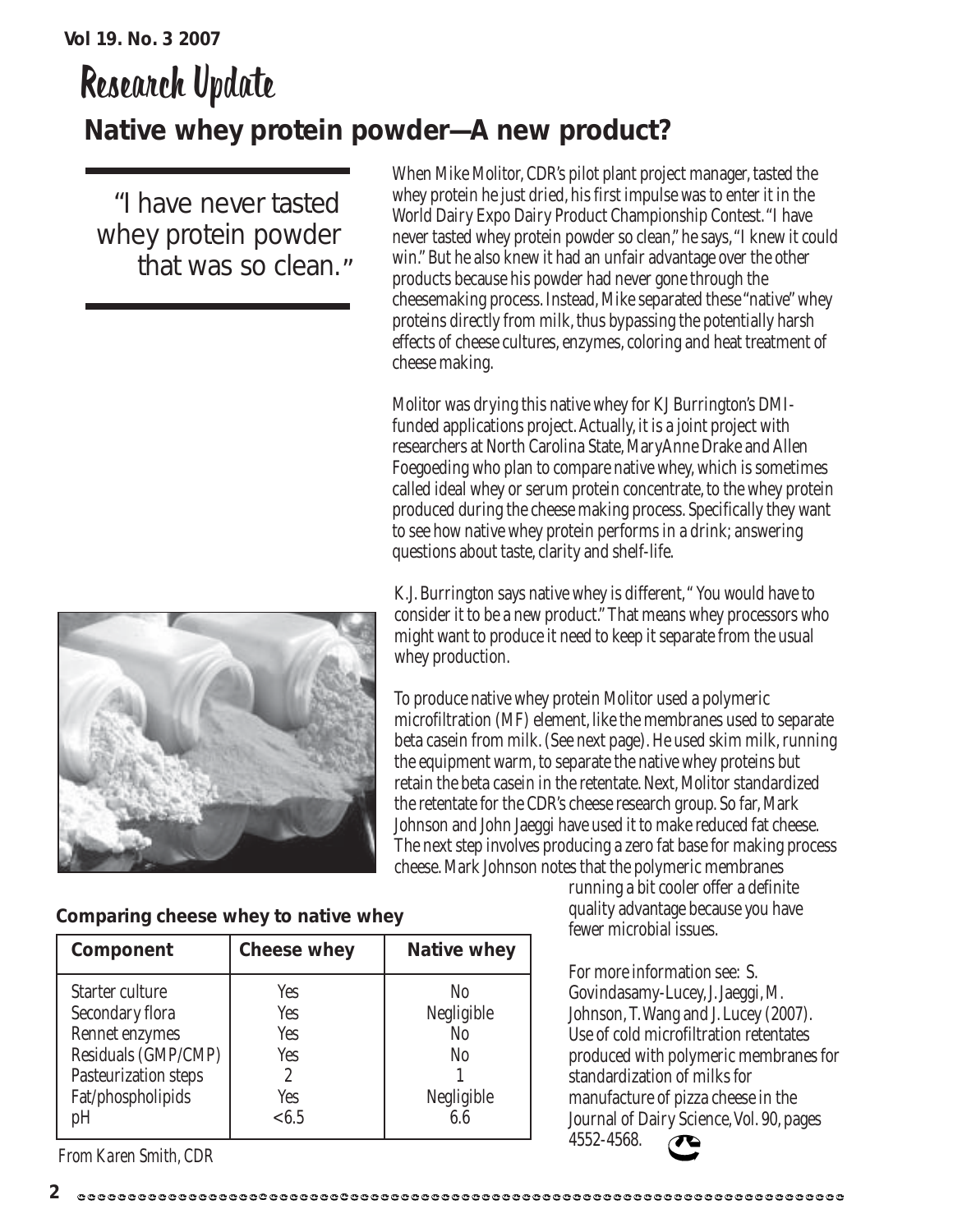# Research Update

## Native whey protein powder—A new product?

> "I have never tasted whey protein powder that was so clean."

When Mike Molitor, CDR's pilot plant project manager, tasted the whey protein he just dried, his first impulse was to enter it in the World Dairy Expo Dairy Product Championship Contest. "I have never tasted whey protein powder so clean," he says, "I knew it could win." But he also knew it had an unfair advantage over the other products because his powder had never gone through the cheesemaking process. Instead, Mike separated these "native" whey proteins directly from milk, thus bypassing the potentially harsh effects of cheese cultures, enzymes, coloring and heat treatment of cheese making.

Molitor was drying this native whey for KJ Burrington's DMI-funded applications project. Actually, it is a joint project with researchers at North Carolina State, MaryAnne Drake and Allen Foegoeding who plan to compare native whey, which is sometimes called ideal whey or serum protein concentrate, to the whey protein produced during the cheese making process. Specifically they want to see how native whey protein performs in a drink; answering questions about taste, clarity and shelf-life.

K.J. Burrington says native whey is different, " You would have to consider it to be a new product." That means whey processors who might want to produce it need to keep it separate from the usual whey production.

To produce native whey protein Molitor used a polymeric microfiltration (MF) element, like the membranes used to separate beta casein from milk. (See next page). He used skim milk, running the equipment warm, to separate the native whey proteins but retain the beta casein in the retentate. Next, Molitor standardized the retentate for the CDR's cheese research group. So far, Mark Johnson and John Jaeggi have used it to make reduced fat cheese. The next step involves producing a zero fat base for making process cheese. Mark Johnson notes that the polymeric membranes running a bit cooler offer a definite quality advantage because you have fewer microbial issues.

For more information see: S. Govindasamy-Lucey, J. Jaeggi, M. Johnson, T. Wang and J. Lucey (2007). Use of cold microfiltration retentates produced with polymeric membranes for standardization of milks for manufacture of pizza cheese in the Journal of Dairy Science, Vol. 90, pages 4552-4568.

**Comparing cheese whey to native whey**

| Component | Cheese whey | Native whey |
|---|---|---|
| Starter culture | Yes | No |
| Secondary flora | Yes | Negligible |
| Rennet enzymes | Yes | No |
| Residuals (GMP/CMP) | Yes | No |
| Pasteurization steps | 2 | 1 |
| Fat/phospholipids | Yes | Negligible |
| pH | <6.5 | 6.6 |

*From Karen Smith, CDR*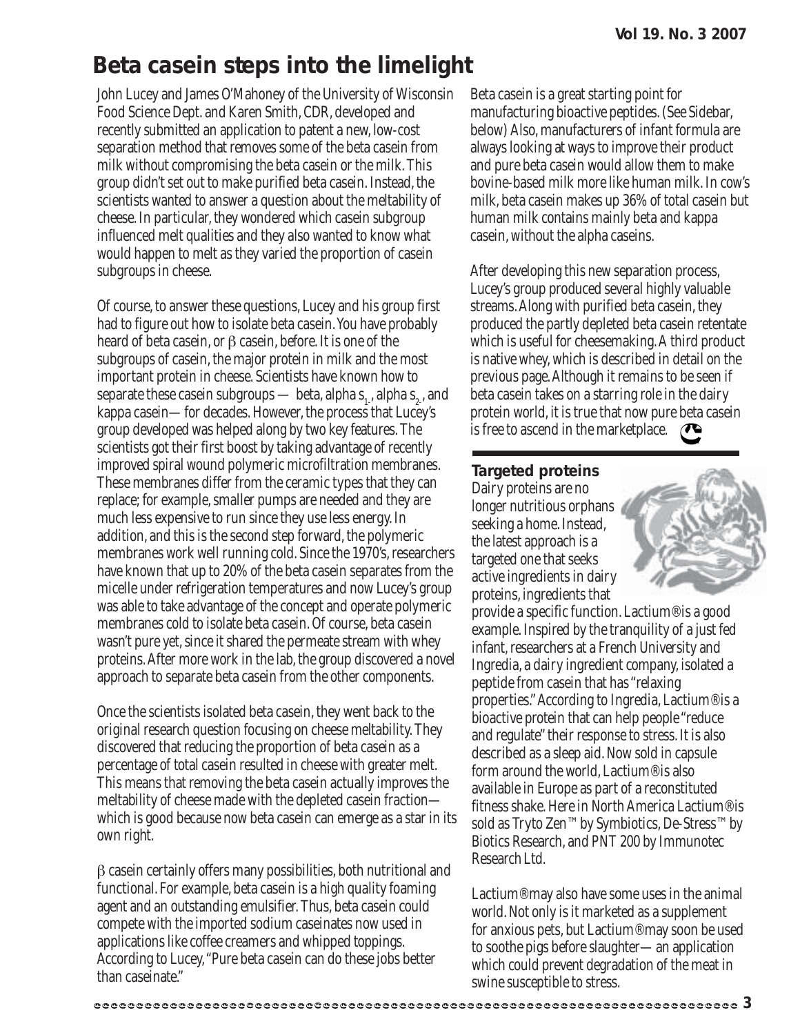# Beta casein steps into the limelight

John Lucey and James O'Mahoney of the University of Wisconsin Food Science Dept. and Karen Smith, CDR, developed and recently submitted an application to patent a new, low-cost separation method that removes some of the beta casein from milk without compromising the beta casein or the milk. This group didn't set out to make purified beta casein. Instead, the scientists wanted to answer a question about the meltability of cheese. In particular, they wondered which casein subgroup influenced melt qualities and they also wanted to know what would happen to melt as they varied the proportion of casein subgroups in cheese.

Of course, to answer these questions, Lucey and his group first had to figure out how to isolate beta casein. You have probably heard of beta casein, or β casein, before. It is one of the subgroups of casein, the major protein in milk and the most important protein in cheese. Scientists have known how to separate these casein subgroups — beta, alpha $s_1$, alpha $s_2$, and kappa casein— for decades. However, the process that Lucey's group developed was helped along by two key features. The scientists got their first boost by taking advantage of recently improved spiral wound polymeric microfiltration membranes. These membranes differ from the ceramic types that they can replace; for example, smaller pumps are needed and they are much less expensive to run since they use less energy. In addition, and this is the second step forward, the polymeric membranes work well running cold. Since the 1970's, researchers have known that up to 20% of the beta casein separates from the micelle under refrigeration temperatures and now Lucey's group was able to take advantage of the concept and operate polymeric membranes cold to isolate beta casein. Of course, beta casein wasn't pure yet, since it shared the permeate stream with whey proteins. After more work in the lab, the group discovered a novel approach to separate beta casein from the other components.

Once the scientists isolated beta casein, they went back to the original research question focusing on cheese meltability. They discovered that reducing the proportion of beta casein as a percentage of total casein resulted in cheese with greater melt. This means that removing the beta casein actually improves the meltability of cheese made with the depleted casein fraction— which is good because now beta casein can emerge as a star in its own right.

β casein certainly offers many possibilities, both nutritional and functional. For example, beta casein is a high quality foaming agent and an outstanding emulsifier. Thus, beta casein could compete with the imported sodium caseinates now used in applications like coffee creamers and whipped toppings. According to Lucey, "Pure beta casein can do these jobs better than caseinate."

Beta casein is a great starting point for manufacturing bioactive peptides. (See Sidebar, below) Also, manufacturers of infant formula are always looking at ways to improve their product and pure beta casein would allow them to make bovine-based milk more like human milk. In cow's milk, beta casein makes up 36% of total casein but human milk contains mainly beta and kappa casein, without the alpha caseins.

After developing this new separation process, Lucey's group produced several highly valuable streams. Along with purified beta casein, they produced the partly depleted beta casein retentate which is useful for cheesemaking. A third product is native whey, which is described in detail on the previous page. Although it remains to be seen if beta casein takes on a starring role in the dairy protein world, it is true that now pure beta casein is free to ascend in the marketplace.

### Targeted proteins

Dairy proteins are no longer nutritious orphans seeking a home. Instead, the latest approach is a targeted one that seeks active ingredients in dairy proteins, ingredients that provide a specific function. Lactium® is a good example. Inspired by the tranquility of a just fed infant, researchers at a French University and Ingredia, a dairy ingredient company, isolated a peptide from casein that has "relaxing properties." According to Ingredia, Lactium® is a bioactive protein that can help people "reduce and regulate" their response to stress. It is also described as a sleep aid. Now sold in capsule form around the world, Lactium® is also available in Europe as part of a reconstituted fitness shake. Here in North America Lactium® is sold as Tryto Zen™ by Symbiotics, De-Stress™ by Biotics Research, and PNT 200 by Immunotec Research Ltd.

Lactium® may also have some uses in the animal world. Not only is it marketed as a supplement for anxious pets, but Lactium® may soon be used to soothe pigs before slaughter— an application which could prevent degradation of the meat in swine susceptible to stress.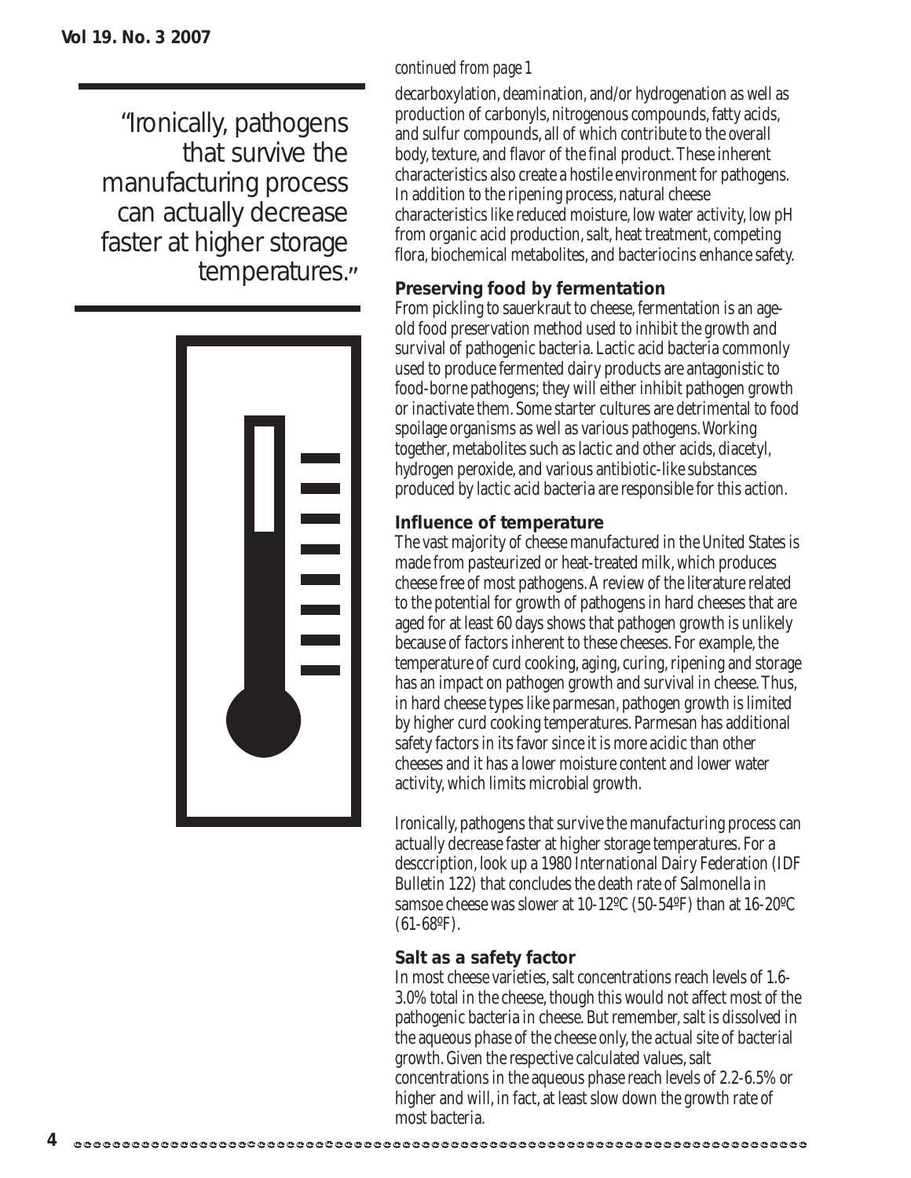> "Ironically, pathogens that survive the manufacturing process can actually decrease faster at higher storage temperatures."

*continued from page 1*

decarboxylation, deamination, and/or hydrogenation as well as production of carbonyls, nitrogenous compounds, fatty acids, and sulfur compounds, all of which contribute to the overall body, texture, and flavor of the final product. These inherent characteristics also create a hostile environment for pathogens. In addition to the ripening process, natural cheese characteristics like reduced moisture, low water activity, low pH from organic acid production, salt, heat treatment, competing flora, biochemical metabolites, and bacteriocins enhance safety.

## Preserving food by fermentation

From pickling to sauerkraut to cheese, fermentation is an age-old food preservation method used to inhibit the growth and survival of pathogenic bacteria. Lactic acid bacteria commonly used to produce fermented dairy products are antagonistic to food-borne pathogens; they will either inhibit pathogen growth or inactivate them. Some starter cultures are detrimental to food spoilage organisms as well as various pathogens. Working together, metabolites such as lactic and other acids, diacetyl, hydrogen peroxide, and various antibiotic-like substances produced by lactic acid bacteria are responsible for this action.

## Influence of temperature

The vast majority of cheese manufactured in the United States is made from pasteurized or heat-treated milk, which produces cheese free of most pathogens. A review of the literature related to the potential for growth of pathogens in hard cheeses that are aged for at least 60 days shows that pathogen growth is unlikely because of factors inherent to these cheeses. For example, the temperature of curd cooking, aging, curing, ripening and storage has an impact on pathogen growth and survival in cheese. Thus, in hard cheese types like parmesan, pathogen growth is limited by higher curd cooking temperatures. Parmesan has additional safety factors in its favor since it is more acidic than other cheeses and it has a lower moisture content and lower water activity, which limits microbial growth.

Ironically, pathogens that survive the manufacturing process can actually decrease faster at higher storage temperatures. For a desccription, look up a 1980 International Dairy Federation (IDF Bulletin 122) that concludes the death rate of Salmonella in samsoe cheese was slower at 10-12ºC (50-54ºF) than at 16-20ºC (61-68ºF).

## Salt as a safety factor

In most cheese varieties, salt concentrations reach levels of 1.6-3.0% total in the cheese, though this would not affect most of the pathogenic bacteria in cheese. But remember, salt is dissolved in the aqueous phase of the cheese only, the actual site of bacterial growth. Given the respective calculated values, salt concentrations in the aqueous phase reach levels of 2.2-6.5% or higher and will, in fact, at least slow down the growth rate of most bacteria.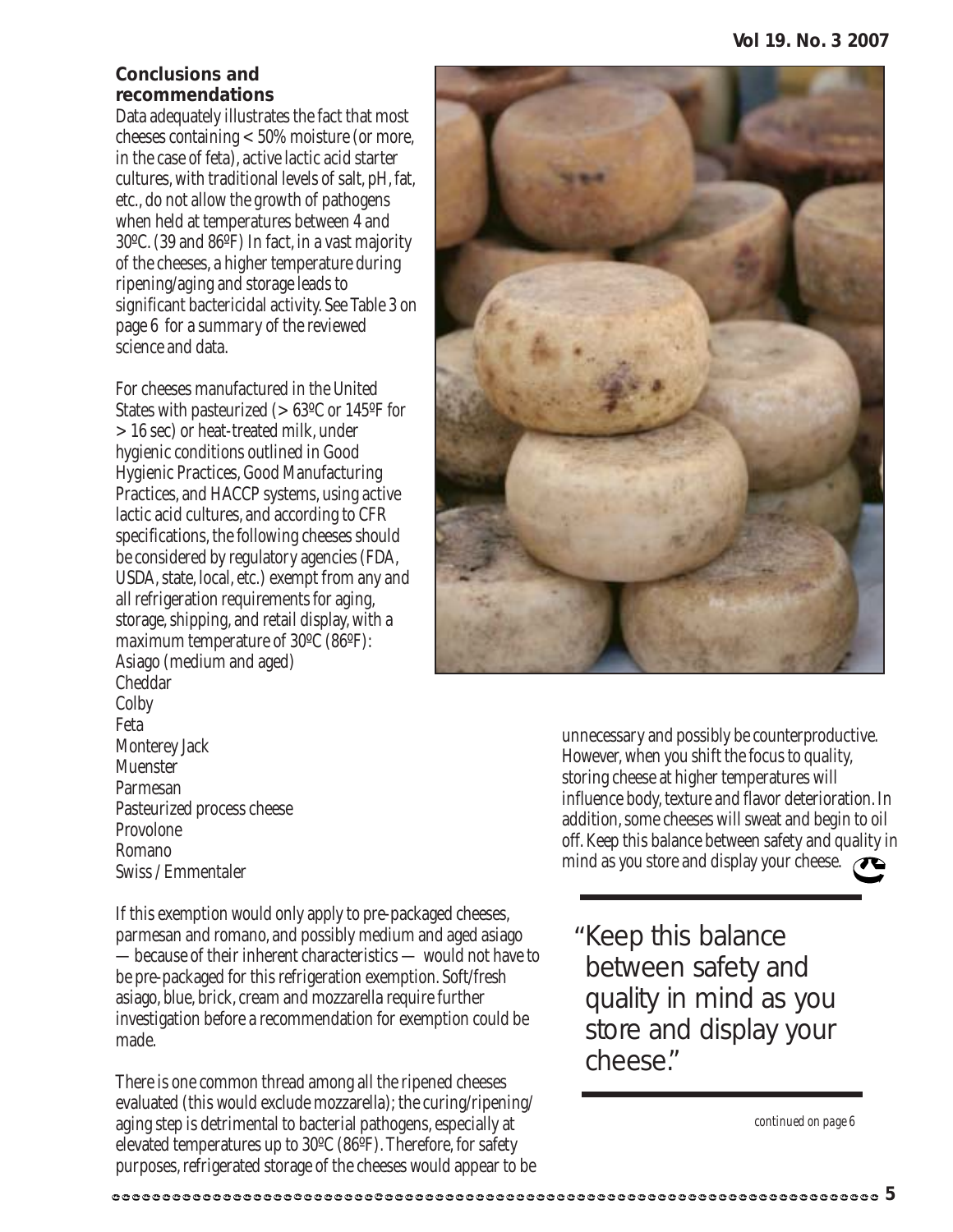### Conclusions and recommendations

Data adequately illustrates the fact that most cheeses containing < 50% moisture (or more, in the case of feta), active lactic acid starter cultures, with traditional levels of salt, pH, fat, etc., do not allow the growth of pathogens when held at temperatures between 4 and 30ºC. (39 and 86ºF) In fact, in a vast majority of the cheeses, a higher temperature during ripening/aging and storage leads to significant bactericidal activity. See Table 3 on page 6 for a summary of the reviewed science and data.

For cheeses manufactured in the United States with pasteurized (> 63ºC or 145ºF for > 16 sec) or heat-treated milk, under hygienic conditions outlined in Good Hygienic Practices, Good Manufacturing Practices, and HACCP systems, using active lactic acid cultures, and according to CFR specifications, the following cheeses should be considered by regulatory agencies (FDA, USDA, state, local, etc.) exempt from any and all refrigeration requirements for aging, storage, shipping, and retail display, with a maximum temperature of 30ºC (86ºF):

Asiago (medium and aged)
Cheddar
Colby
Feta
Monterey Jack
Muenster
Parmesan
Pasteurized process cheese
Provolone
Romano
Swiss / Emmentaler

If this exemption would only apply to pre-packaged cheeses, parmesan and romano, and possibly medium and aged asiago — because of their inherent characteristics — would not have to be pre-packaged for this refrigeration exemption. Soft/fresh asiago, blue, brick, cream and mozzarella require further investigation before a recommendation for exemption could be made.

There is one common thread among all the ripened cheeses evaluated (this would exclude mozzarella); the curing/ripening/aging step is detrimental to bacterial pathogens, especially at elevated temperatures up to 30ºC (86ºF). Therefore, for safety purposes, refrigerated storage of the cheeses would appear to be unnecessary and possibly be counterproductive. However, when you shift the focus to quality, storing cheese at higher temperatures will influence body, texture and flavor deterioration. In addition, some cheeses will sweat and begin to oil off. Keep this balance between safety and quality in mind as you store and display your cheese.

> "Keep this balance between safety and quality in mind as you store and display your cheese."

*continued on page 6*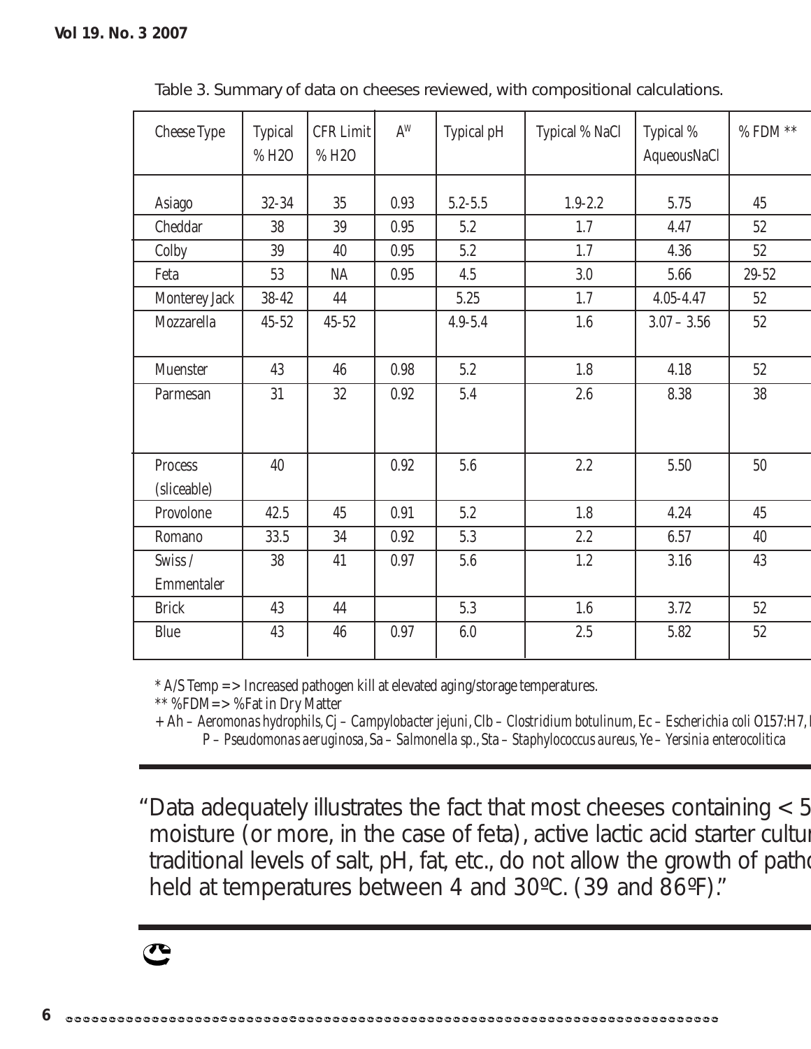Table 3. Summary of data on cheeses reviewed, with compositional calculations.

| Cheese Type | Typical % H2O | CFR Limit % H2O | $A^W$ | Typical pH | Typical % NaCl | Typical % AqueousNaCl | % FDM ** |
|---|---|---|---|---|---|---|---|
| Asiago | 32-34 | 35 | 0.93 | 5.2-5.5 | 1.9-2.2 | 5.75 | 45 |
| Cheddar | 38 | 39 | 0.95 | 5.2 | 1.7 | 4.47 | 52 |
| Colby | 39 | 40 | 0.95 | 5.2 | 1.7 | 4.36 | 52 |
| Feta | 53 | NA | 0.95 | 4.5 | 3.0 | 5.66 | 29-52 |
| Monterey Jack | 38-42 | 44 | | 5.25 | 1.7 | 4.05-4.47 | 52 |
| Mozzarella | 45-52 | 45-52 | | 4.9-5.4 | 1.6 | 3.07 – 3.56 | 52 |
| Muenster | 43 | 46 | 0.98 | 5.2 | 1.8 | 4.18 | 52 |
| Parmesan | 31 | 32 | 0.92 | 5.4 | 2.6 | 8.38 | 38 |
| Process (sliceable) | 40 | | 0.92 | 5.6 | 2.2 | 5.50 | 50 |
| Provolone | 42.5 | 45 | 0.91 | 5.2 | 1.8 | 4.24 | 45 |
| Romano | 33.5 | 34 | 0.92 | 5.3 | 2.2 | 6.57 | 40 |
| Swiss / Emmentaler | 38 | 41 | 0.97 | 5.6 | 1.2 | 3.16 | 43 |
| Brick | 43 | 44 | | 5.3 | 1.6 | 3.72 | 52 |
| Blue | 43 | 46 | 0.97 | 6.0 | 2.5 | 5.82 | 52 |

* A/S Temp => Increased pathogen kill at elevated aging/storage temperatures.

** %FDM=> %Fat in Dry Matter

+ Ah – *Aeromonas hydrophils*, Cj – *Campylobacter jejuni*, Clb – *Clostridium botulinum*, Ec – *Escherichia coli O157:H7*, I
P – *Pseudomonas aeruginosa*, Sa – *Salmonella sp.*, Sta – *Staphylococcus aureus*, Ye – *Yersinia enterocolitica*

"Data adequately illustrates the fact that most cheeses containing < 5 moisture (or more, in the case of feta), active lactic acid starter cultur traditional levels of salt, pH, fat, etc., do not allow the growth of patho held at temperatures between 4 and 30ºC. (39 and 86ºF)."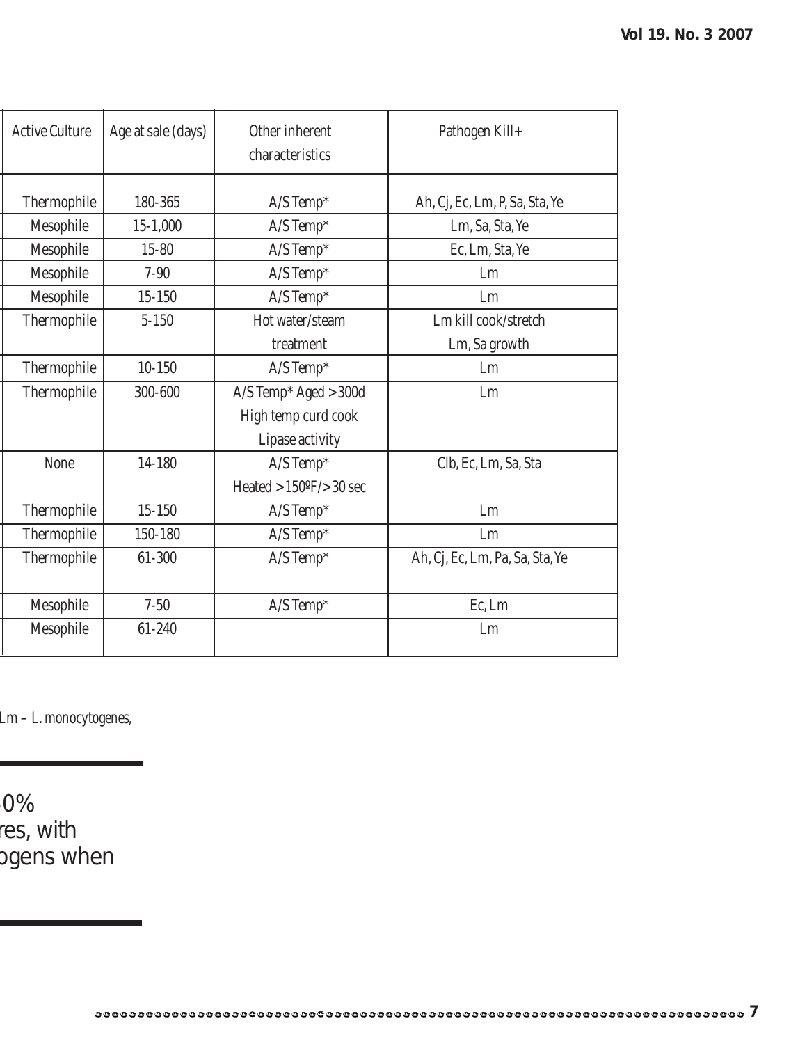| Active Culture | Age at sale (days) | Other inherent characteristics | Pathogen Kill+ |
|---|---|---|---|
| Thermophile | 180-365 | A/S Temp* | Ah, Cj, Ec, Lm, P, Sa, Sta, Ye |
| Mesophile | 15-1,000 | A/S Temp* | Lm, Sa, Sta, Ye |
| Mesophile | 15-80 | A/S Temp* | Ec, Lm, Sta, Ye |
| Mesophile | 7-90 | A/S Temp* | Lm |
| Mesophile | 15-150 | A/S Temp* | Lm |
| Thermophile | 5-150 | Hot water/steam treatment | Lm kill cook/stretch Lm, Sa growth |
| Thermophile | 10-150 | A/S Temp* | Lm |
| Thermophile | 300-600 | A/S Temp* Aged >300d High temp curd cook Lipase activity | Lm |
| None | 14-180 | A/S Temp* Heated >150ºF/>30 sec | Clb, Ec, Lm, Sa, Sta |
| Thermophile | 15-150 | A/S Temp* | Lm |
| Thermophile | 150-180 | A/S Temp* | Lm |
| Thermophile | 61-300 | A/S Temp* | Ah, Cj, Ec, Lm, Pa, Sa, Sta, Ye |
| Mesophile | 7-50 | A/S Temp* | Ec, Lm |
| Mesophile | 61-240 | | Lm |

Lm – *L. monocytogenes*,

0%
res, with
ogens when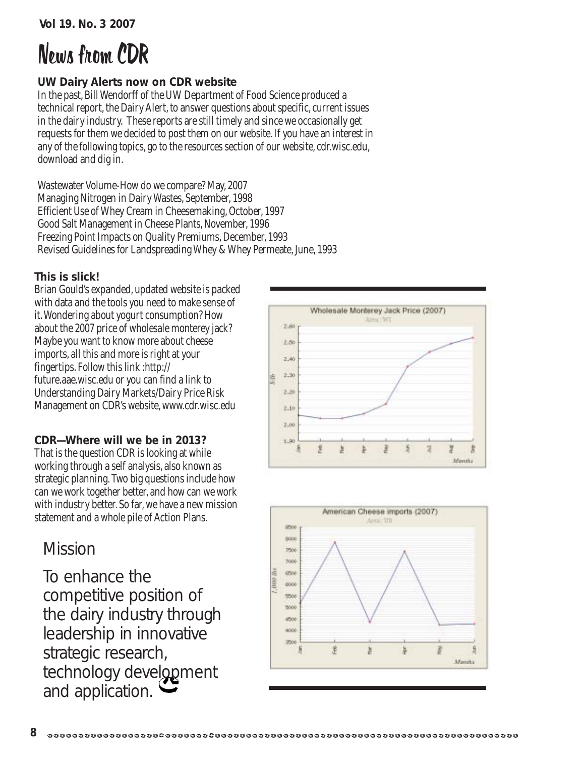# News from CDR

### UW Dairy Alerts now on CDR website

In the past, Bill Wendorff of the UW Department of Food Science produced a technical report, the Dairy Alert, to answer questions about specific, current issues in the dairy industry. These reports are still timely and since we occasionally get requests for them we decided to post them on our website. If you have an interest in any of the following topics, go to the resources section of our website, cdr.wisc.edu, download and dig in.

Wastewater Volume-How do we compare? May, 2007
Managing Nitrogen in Dairy Wastes, September, 1998
Efficient Use of Whey Cream in Cheesemaking, October, 1997
Good Salt Management in Cheese Plants, November, 1996
Freezing Point Impacts on Quality Premiums, December, 1993
Revised Guidelines for Landspreading Whey & Whey Permeate, June, 1993

### This is slick!

Brian Gould's expanded, updated website is packed with data and the tools you need to make sense of it. Wondering about yogurt consumption? How about the 2007 price of wholesale monterey jack? Maybe you want to know more about cheese imports, all this and more is right at your fingertips. Follow this link :http://future.aae.wisc.edu or you can find a link to Understanding Dairy Markets/Dairy Price Risk Management on CDR's website, www.cdr.wisc.edu

### CDR—Where will we be in 2013?

That is the question CDR is looking at while working through a self analysis, also known as strategic planning. Two big questions include how can we work together better, and how can we work with industry better. So far, we have a new mission statement and a whole pile of Action Plans.

## Mission

To enhance the competitive position of the dairy industry through leadership in innovative strategic research, technology development and application.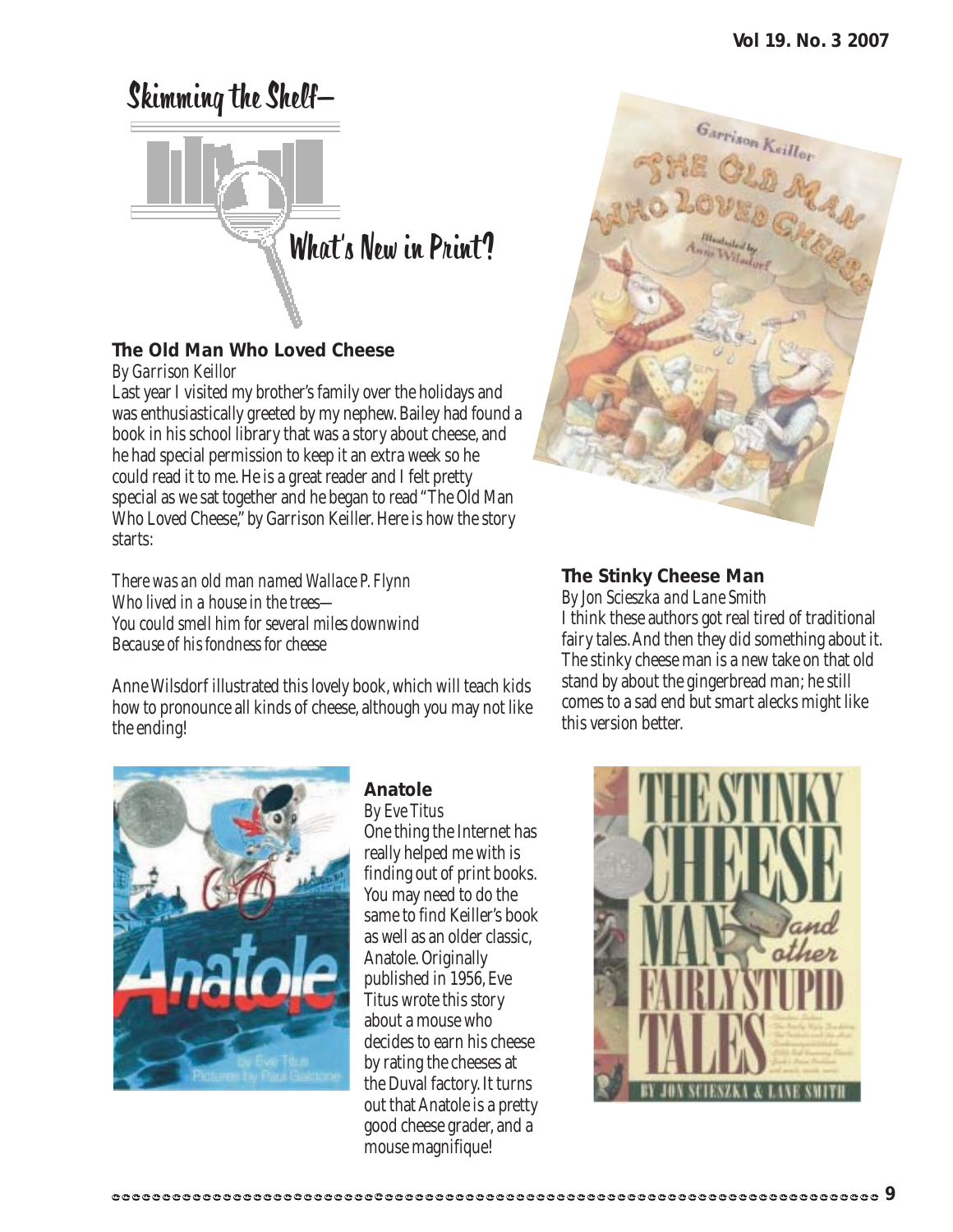# Skimming the Shelf—

## What's New in Print?

### The Old Man Who Loved Cheese

*By Garrison Keillor*

Last year I visited my brother's family over the holidays and was enthusiastically greeted by my nephew. Bailey had found a book in his school library that was a story about cheese, and he had special permission to keep it an extra week so he could read it to me. He is a great reader and I felt pretty special as we sat together and he began to read "The Old Man Who Loved Cheese," by Garrison Keiller. Here is how the story starts:

*There was an old man named Wallace P. Flynn*
*Who lived in a house in the trees—*
*You could smell him for several miles downwind*
*Because of his fondness for cheese*

Anne Wilsdorf illustrated this lovely book, which will teach kids how to pronounce all kinds of cheese, although you may not like the ending!

### The Stinky Cheese Man

*By Jon Scieszka and Lane Smith*

I think these authors got real tired of traditional fairy tales. And then they did something about it. The stinky cheese man is a new take on that old stand by about the gingerbread man; he still comes to a sad end but smart alecks might like this version better.

### Anatole

*By Eve Titus*

One thing the Internet has really helped me with is finding out of print books. You may need to do the same to find Keiller's book as well as an older classic, Anatole. Originally published in 1956, Eve Titus wrote this story about a mouse who decides to earn his cheese by rating the cheeses at the Duval factory. It turns out that Anatole is a pretty good cheese grader, and a mouse magnifique!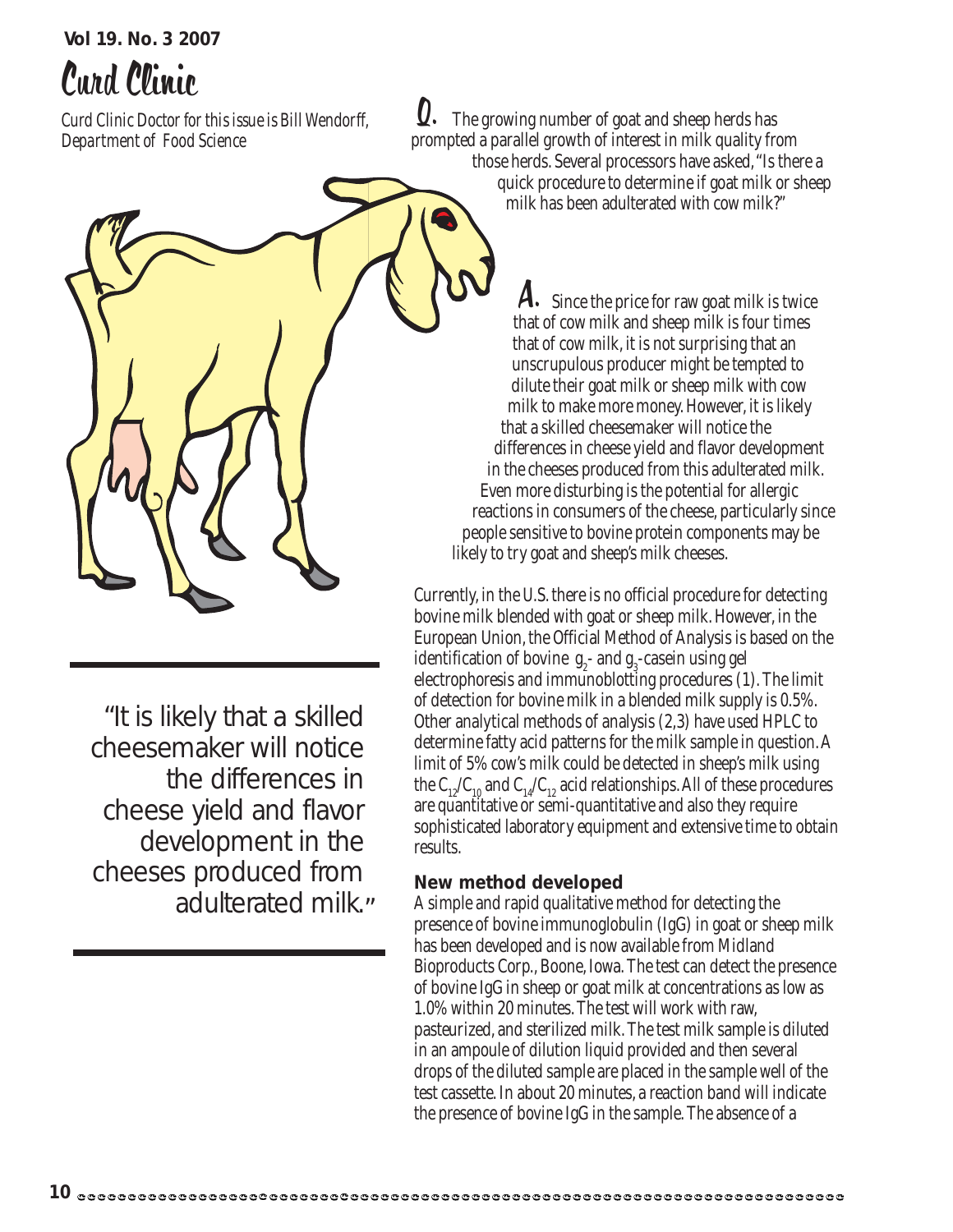# Curd Clinic

*Curd Clinic Doctor for this issue is Bill Wendorff, Department of Food Science*

**Q.** The growing number of goat and sheep herds has prompted a parallel growth of interest in milk quality from those herds. Several processors have asked, "Is there a quick procedure to determine if goat milk or sheep milk has been adulterated with cow milk?"

**A.** Since the price for raw goat milk is twice that of cow milk and sheep milk is four times that of cow milk, it is not surprising that an unscrupulous producer might be tempted to dilute their goat milk or sheep milk with cow milk to make more money. However, it is likely that a skilled cheesemaker will notice the differences in cheese yield and flavor development in the cheeses produced from this adulterated milk. Even more disturbing is the potential for allergic reactions in consumers of the cheese, particularly since people sensitive to bovine protein components may be likely to try goat and sheep's milk cheeses.

> "It is likely that a skilled cheesemaker will notice the differences in cheese yield and flavor development in the cheeses produced from adulterated milk."

Currently, in the U.S. there is no official procedure for detecting bovine milk blended with goat or sheep milk. However, in the European Union, the Official Method of Analysis is based on the identification of bovine $g_2$- and $g_3$-casein using gel electrophoresis and immunoblotting procedures (1). The limit of detection for bovine milk in a blended milk supply is 0.5%. Other analytical methods of analysis (2,3) have used HPLC to determine fatty acid patterns for the milk sample in question. A limit of 5% cow's milk could be detected in sheep's milk using the $C_{12}/C_{10}$ and $C_{14}/C_{12}$ acid relationships. All of these procedures are quantitative or semi-quantitative and also they require sophisticated laboratory equipment and extensive time to obtain results.

### New method developed

A simple and rapid qualitative method for detecting the presence of bovine immunoglobulin (IgG) in goat or sheep milk has been developed and is now available from Midland Bioproducts Corp., Boone, Iowa. The test can detect the presence of bovine IgG in sheep or goat milk at concentrations as low as 1.0% within 20 minutes. The test will work with raw, pasteurized, and sterilized milk. The test milk sample is diluted in an ampoule of dilution liquid provided and then several drops of the diluted sample are placed in the sample well of the test cassette. In about 20 minutes, a reaction band will indicate the presence of bovine IgG in the sample. The absence of a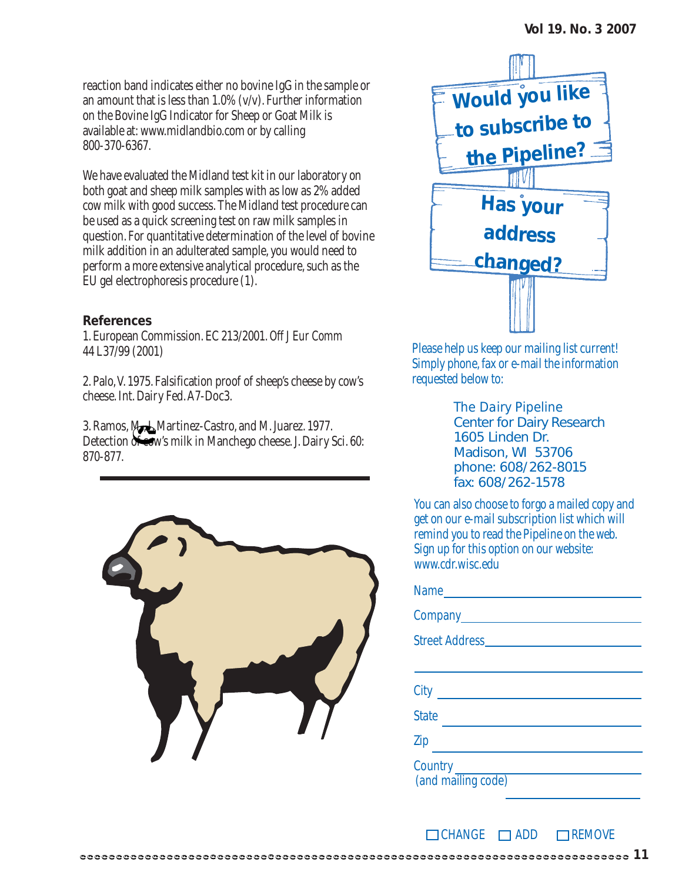reaction band indicates either no bovine IgG in the sample or an amount that is less than 1.0% (v/v). Further information on the Bovine IgG Indicator for Sheep or Goat Milk is available at: www.midlandbio.com or by calling 800-370-6367.

We have evaluated the Midland test kit in our laboratory on both goat and sheep milk samples with as low as 2% added cow milk with good success. The Midland test procedure can be used as a quick screening test on raw milk samples in question. For quantitative determination of the level of bovine milk addition in an adulterated sample, you would need to perform a more extensive analytical procedure, such as the EU gel electrophoresis procedure (1).

## References

1. European Commission. EC 213/2001. Off J Eur Comm 44 L37/99 (2001)

2. Palo, V. 1975. Falsification proof of sheep's cheese by cow's cheese. Int. Dairy Fed. A7-Doc3.

3. Ramos, M., I. Martinez-Castro, and M. Juarez. 1977. Detection of cow's milk in Manchego cheese. J. Dairy Sci. 60: 870-877.

---

**Would you like to subscribe to the Pipeline?**

**Has your address changed?**

Please help us keep our mailing list current! Simply phone, fax or e-mail the information requested below to:

The Dairy Pipeline
Center for Dairy Research
1605 Linden Dr.
Madison, WI 53706
phone: 608/262-8015
fax: 608/262-1578

You can also choose to forgo a mailed copy and get on our e-mail subscription list which will remind you to read the Pipeline on the web. Sign up for this option on our website: www.cdr.wisc.edu

Name ______________________

Company ______________________

Street Address ______________________

______________________

City ______________________

State ______________________

Zip ______________________

Country (and mailing code) ______________________

______________________

☐ CHANGE ☐ ADD ☐ REMOVE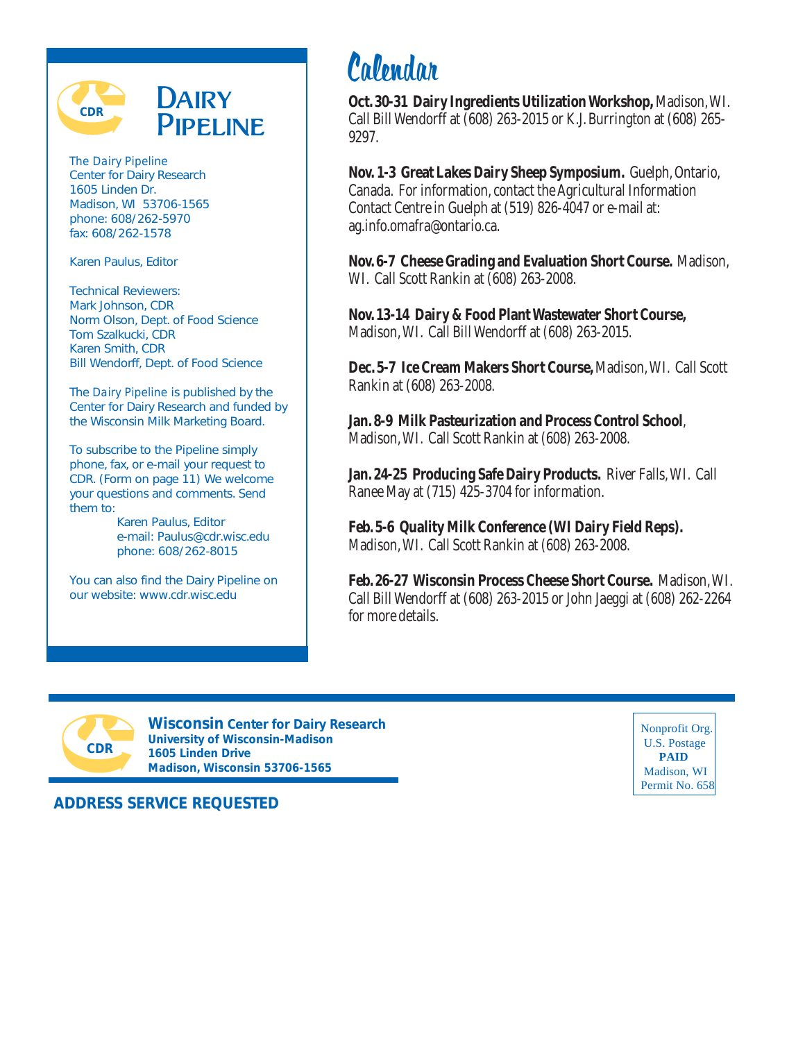# Dairy Pipeline

*The Dairy Pipeline*
Center for Dairy Research
1605 Linden Dr.
Madison, WI 53706-1565
phone: 608/262-5970
fax: 608/262-1578

Karen Paulus, Editor

Technical Reviewers:
Mark Johnson, CDR
Norm Olson, Dept. of Food Science
Tom Szalkucki, CDR
Karen Smith, CDR
Bill Wendorff, Dept. of Food Science

The *Dairy Pipeline* is published by the Center for Dairy Research and funded by the Wisconsin Milk Marketing Board.

To subscribe to the Pipeline simply phone, fax, or e-mail your request to CDR. (Form on page 11) We welcome your questions and comments. Send them to:

Karen Paulus, Editor
e-mail: Paulus@cdr.wisc.edu
phone: 608/262-8015

You can also find the Dairy Pipeline on our website: www.cdr.wisc.edu

# Calendar

**Oct. 30-31 Dairy Ingredients Utilization Workshop,** Madison, WI. Call Bill Wendorff at (608) 263-2015 or K.J. Burrington at (608) 265-9297.

**Nov. 1-3 Great Lakes Dairy Sheep Symposium.** Guelph, Ontario, Canada. For information, contact the Agricultural Information Contact Centre in Guelph at (519) 826-4047 or e-mail at: ag.info.omafra@ontario.ca.

**Nov. 6-7 Cheese Grading and Evaluation Short Course.** Madison, WI. Call Scott Rankin at (608) 263-2008.

**Nov. 13-14 Dairy & Food Plant Wastewater Short Course,** Madison, WI. Call Bill Wendorff at (608) 263-2015.

**Dec. 5-7 Ice Cream Makers Short Course,** Madison, WI. Call Scott Rankin at (608) 263-2008.

**Jan. 8-9 Milk Pasteurization and Process Control School**, Madison, WI. Call Scott Rankin at (608) 263-2008.

**Jan. 24-25 Producing Safe Dairy Products.** River Falls, WI. Call Ranee May at (715) 425-3704 for information.

**Feb. 5-6 Quality Milk Conference (WI Dairy Field Reps).** Madison, WI. Call Scott Rankin at (608) 263-2008.

**Feb. 26-27 Wisconsin Process Cheese Short Course.** Madison, WI. Call Bill Wendorff at (608) 263-2015 or John Jaeggi at (608) 262-2264 for more details.

**Wisconsin Center for Dairy Research**
**University of Wisconsin-Madison**
**1605 Linden Drive**
**Madison, Wisconsin 53706-1565**

**ADDRESS SERVICE REQUESTED**

Nonprofit Org.
U.S. Postage
**PAID**
Madison, WI
Permit No. 658